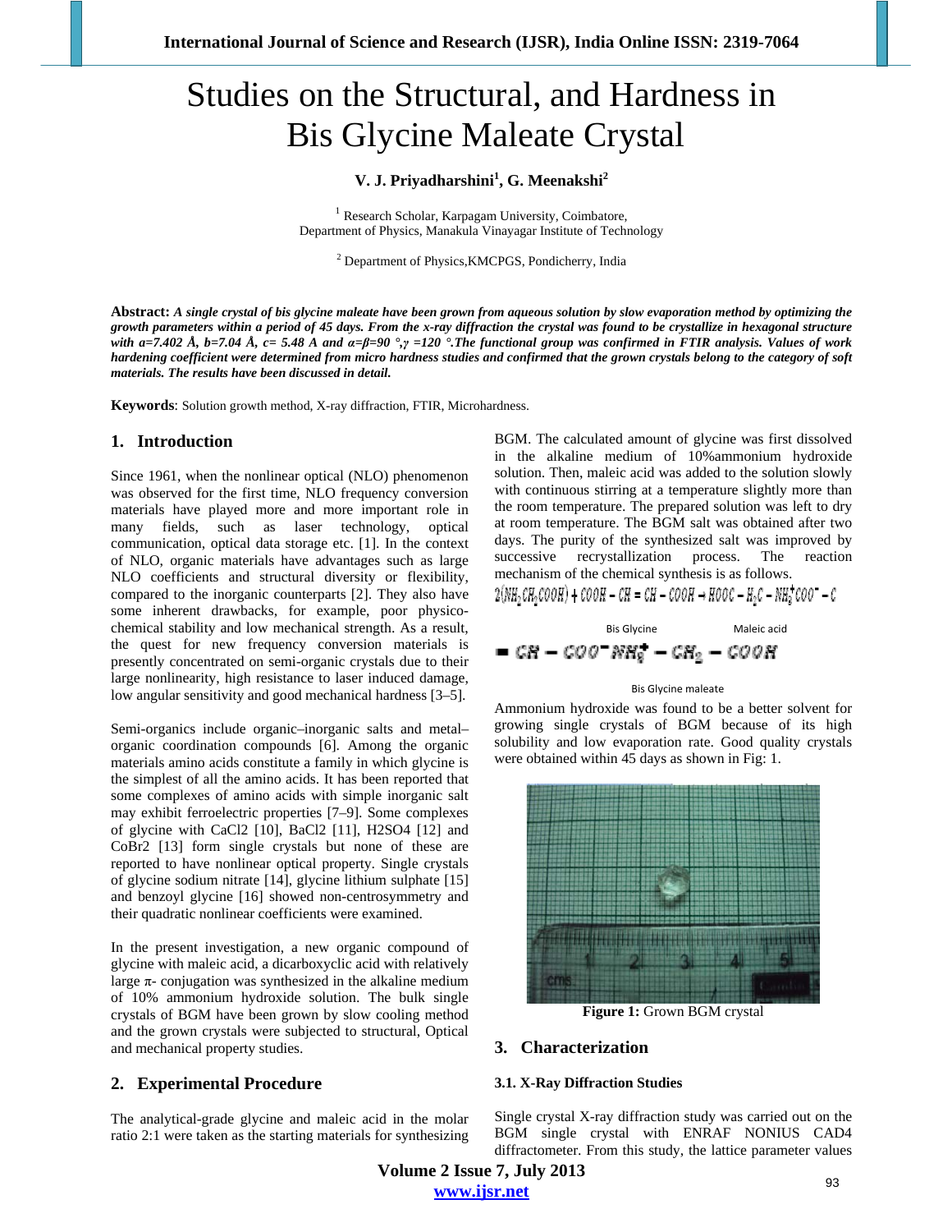# Studies on the Structural, and Hardness in Bis Glycine Maleate Crystal

**V. J. Priyadharshini[1], G. Meenakshi[2]**

[1] Research Scholar, Karpagam University, Coimbatore, Department of Physics, Manakula Vinayagar Institute of Technology

[2] Department of Physics,KMCPGS, Pondicherry, India

**Abstract:** ***A single crystal of bis glycine maleate have been grown from aqueous solution by slow evaporation method by optimizing the growth parameters within a period of 45 days. From the x-ray diffraction the crystal was found to be crystallize in hexagonal structure with a=7.402 Å, b=7.04 Å, c= 5.48 A and α=β=90 °,γ =120 °.The functional group was confirmed in FTIR analysis. Values of work hardening coefficient were determined from micro hardness studies and confirmed that the grown crystals belong to the category of soft materials. The results have been discussed in detail.***

**Keywords**: Solution growth method, X-ray diffraction, FTIR, Microhardness.

## 1. Introduction

Since 1961, when the nonlinear optical (NLO) phenomenon was observed for the first time, NLO frequency conversion materials have played more and more important role in many fields, such as laser technology, optical communication, optical data storage etc. [1]. In the context of NLO, organic materials have advantages such as large NLO coefficients and structural diversity or flexibility, compared to the inorganic counterparts [2]. They also have some inherent drawbacks, for example, poor physico-chemical stability and low mechanical strength. As a result, the quest for new frequency conversion materials is presently concentrated on semi-organic crystals due to their large nonlinearity, high resistance to laser induced damage, low angular sensitivity and good mechanical hardness [3–5].

Semi-organics include organic–inorganic salts and metal–organic coordination compounds [6]. Among the organic materials amino acids constitute a family in which glycine is the simplest of all the amino acids. It has been reported that some complexes of amino acids with simple inorganic salt may exhibit ferroelectric properties [7–9]. Some complexes of glycine with $CaCl_2$ [10], $BaCl_2$ [11], $H_2SO_4$ [12] and $CoBr_2$ [13] form single crystals but none of these are reported to have nonlinear optical property. Single crystals of glycine sodium nitrate [14], glycine lithium sulphate [15] and benzoyl glycine [16] showed non-centrosymmetry and their quadratic nonlinear coefficients were examined.

In the present investigation, a new organic compound of glycine with maleic acid, a dicarboxylic acid with relatively large π- conjugation was synthesized in the alkaline medium of 10% ammonium hydroxide solution. The bulk single crystals of BGM have been grown by slow cooling method and the grown crystals were subjected to structural, Optical and mechanical property studies.

## 2. Experimental Procedure

The analytical-grade glycine and maleic acid in the molar ratio 2:1 were taken as the starting materials for synthesizing BGM. The calculated amount of glycine was first dissolved in the alkaline medium of 10%ammonium hydroxide solution. Then, maleic acid was added to the solution slowly with continuous stirring at a temperature slightly more than the room temperature. The prepared solution was left to dry at room temperature. The BGM salt was obtained after two days. The purity of the synthesized salt was improved by successive recrystallization process. The reaction mechanism of the chemical synthesis is as follows.

$$2(NH_2CH_2COOH) + COOH - CH = CH - COOH \rightarrow HOOC - H_2C - NH_3^+COO^- - C$$

Bis Glycine Maleic acid

$$= CH - COO^- NH_3^+ - CH_2 - COOH$$

Bis Glycine maleate

Ammonium hydroxide was found to be a better solvent for growing single crystals of BGM because of its high solubility and low evaporation rate. Good quality crystals were obtained within 45 days as shown in Fig: 1.

**Figure 1:** Grown BGM crystal

## 3. Characterization

### 3.1. X-Ray Diffraction Studies

Single crystal X-ray diffraction study was carried out on the BGM single crystal with ENRAF NONIUS CAD4 diffractometer. From this study, the lattice parameter values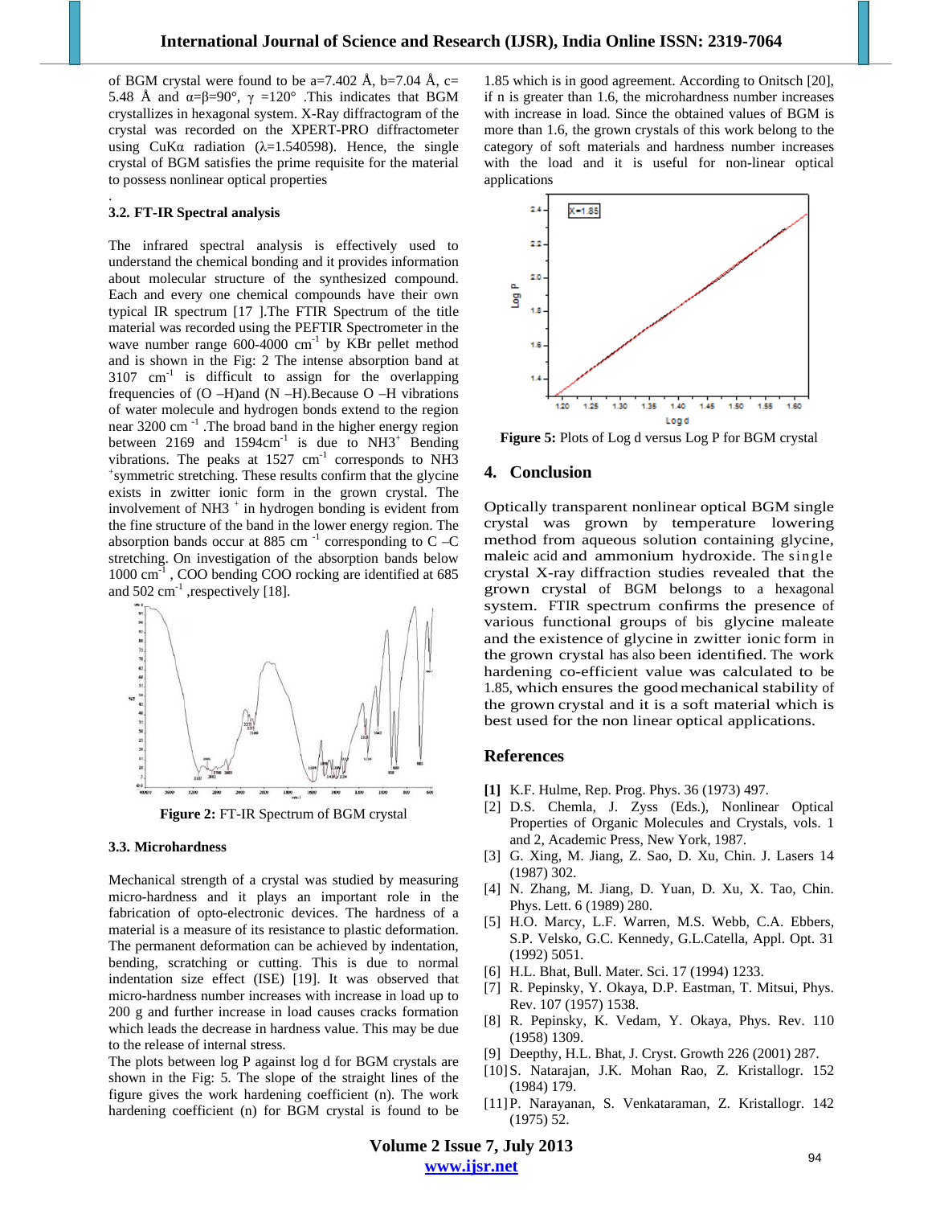of BGM crystal were found to be a=7.402 Å, b=7.04 Å, c= 5.48 Å and α=β=90°, γ =120° .This indicates that BGM crystallizes in hexagonal system. X-Ray diffractogram of the crystal was recorded on the XPERT-PRO diffractometer using CuKα radiation (λ=1.540598). Hence, the single crystal of BGM satisfies the prime requisite for the material to possess nonlinear optical properties

.

### 3.2. FT-IR Spectral analysis

The infrared spectral analysis is effectively used to understand the chemical bonding and it provides information about molecular structure of the synthesized compound. Each and every one chemical compounds have their own typical IR spectrum [17 ].The FTIR Spectrum of the title material was recorded using the PEFTIR Spectrometer in the wave number range 600-4000 $cm^{-1}$ by KBr pellet method and is shown in the Fig: 2 The intense absorption band at 3107 $cm^{-1}$ is difficult to assign for the overlapping frequencies of (O –H)and (N –H).Because O –H vibrations of water molecule and hydrogen bonds extend to the region near 3200 $cm^{-1}$ .The broad band in the higher energy region between 2169 and 1594$cm^{-1}$ is due to $NH_3^+$ Bending vibrations. The peaks at 1527 $cm^{-1}$ corresponds to $NH_3^+$symmetric stretching. These results confirm that the glycine exists in zwitter ionic form in the grown crystal. The involvement of $NH_3^+$ in hydrogen bonding is evident from the fine structure of the band in the lower energy region. The absorption bands occur at 885 $cm^{-1}$ corresponding to C –C stretching. On investigation of the absorption bands below 1000 $cm^{-1}$ , COO bending COO rocking are identified at 685 and 502 $cm^{-1}$ ,respectively [18].

**Figure 2:** FT-IR Spectrum of BGM crystal

### 3.3. Microhardness

Mechanical strength of a crystal was studied by measuring micro-hardness and it plays an important role in the fabrication of opto-electronic devices. The hardness of a material is a measure of its resistance to plastic deformation. The permanent deformation can be achieved by indentation, bending, scratching or cutting. This is due to normal indentation size effect (ISE) [19]. It was observed that micro-hardness number increases with increase in load up to 200 g and further increase in load causes cracks formation which leads the decrease in hardness value. This may be due to the release of internal stress.

The plots between log P against log d for BGM crystals are shown in the Fig: 5. The slope of the straight lines of the figure gives the work hardening coefficient (n). The work hardening coefficient (n) for BGM crystal is found to be 1.85 which is in good agreement. According to Onitsch [20], if n is greater than 1.6, the microhardness number increases with increase in load. Since the obtained values of BGM is more than 1.6, the grown crystals of this work belong to the category of soft materials and hardness number increases with the load and it is useful for non-linear optical applications

**Figure 5:** Plots of Log d versus Log P for BGM crystal

## 4. Conclusion

Optically transparent nonlinear optical BGM single crystal was grown by temperature lowering method from aqueous solution containing glycine, maleic acid and ammonium hydroxide. The single crystal X-ray diffraction studies revealed that the grown crystal of BGM belongs to a hexagonal system. FTIR spectrum confirms the presence of various functional groups of bis glycine maleate and the existence of glycine in zwitter ionic form in the grown crystal has also been identified. The work hardening co-efficient value was calculated to be 1.85, which ensures the good mechanical stability of the grown crystal and it is a soft material which is best used for the non linear optical applications.

## References

**[1]** K.F. Hulme, Rep. Prog. Phys. 36 (1973) 497.

[2] D.S. Chemla, J. Zyss (Eds.), Nonlinear Optical Properties of Organic Molecules and Crystals, vols. 1 and 2, Academic Press, New York, 1987.

[3] G. Xing, M. Jiang, Z. Sao, D. Xu, Chin. J. Lasers 14 (1987) 302.

[4] N. Zhang, M. Jiang, D. Yuan, D. Xu, X. Tao, Chin. Phys. Lett. 6 (1989) 280.

[5] H.O. Marcy, L.F. Warren, M.S. Webb, C.A. Ebbers, S.P. Velsko, G.C. Kennedy, G.L.Catella, Appl. Opt. 31 (1992) 5051.

[6] H.L. Bhat, Bull. Mater. Sci. 17 (1994) 1233.

[7] R. Pepinsky, Y. Okaya, D.P. Eastman, T. Mitsui, Phys. Rev. 107 (1957) 1538.

[8] R. Pepinsky, K. Vedam, Y. Okaya, Phys. Rev. 110 (1958) 1309.

[9] Deepthy, H.L. Bhat, J. Cryst. Growth 226 (2001) 287.

[10] S. Natarajan, J.K. Mohan Rao, Z. Kristallogr. 152 (1984) 179.

[11] P. Narayanan, S. Venkataraman, Z. Kristallogr. 142 (1975) 52.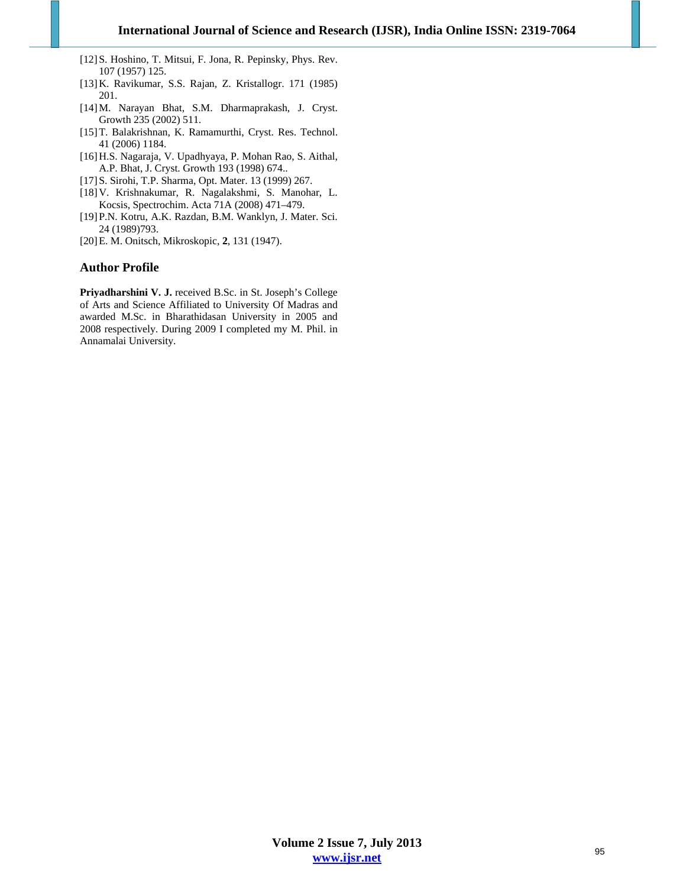[12] S. Hoshino, T. Mitsui, F. Jona, R. Pepinsky, Phys. Rev. 107 (1957) 125.

[13] K. Ravikumar, S.S. Rajan, Z. Kristallogr. 171 (1985) 201.

[14] M. Narayan Bhat, S.M. Dharmaprakash, J. Cryst. Growth 235 (2002) 511.

[15] T. Balakrishnan, K. Ramamurthi, Cryst. Res. Technol. 41 (2006) 1184.

[16] H.S. Nagaraja, V. Upadhyaya, P. Mohan Rao, S. Aithal, A.P. Bhat, J. Cryst. Growth 193 (1998) 674..

[17] S. Sirohi, T.P. Sharma, Opt. Mater. 13 (1999) 267.

[18] V. Krishnakumar, R. Nagalakshmi, S. Manohar, L. Kocsis, Spectrochim. Acta 71A (2008) 471–479.

[19] P.N. Kotru, A.K. Razdan, B.M. Wanklyn, J. Mater. Sci. 24 (1989)793.

[20] E. M. Onitsch, Mikroskopic, **2**, 131 (1947).

## Author Profile

**Priyadharshini V. J.** received B.Sc. in St. Joseph's College of Arts and Science Affiliated to University Of Madras and awarded M.Sc. in Bharathidasan University in 2005 and 2008 respectively. During 2009 I completed my M. Phil. in Annamalai University.